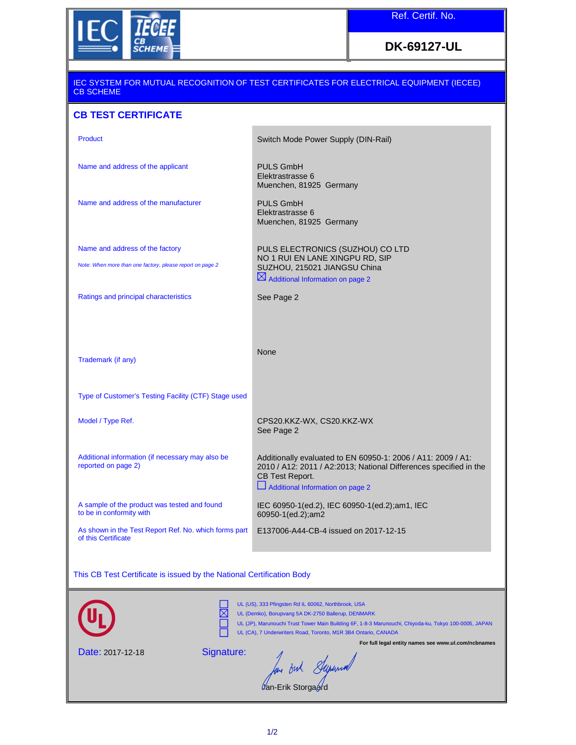IEC IECEE CB SCHEME

| Ref. Certif. No. |
| --- |
| **DK-69127-UL** |

IEC SYSTEM FOR MUTUAL RECOGNITION OF TEST CERTIFICATES FOR ELECTRICAL EQUIPMENT (IECEE) CB SCHEME

## CB TEST CERTIFICATE

| | |
| --- | --- |
| Product | Switch Mode Power Supply (DIN-Rail) |
| Name and address of the applicant | PULS GmbH<br>Elektrastrasse 6<br>Muenchen, 81925 Germany |
| Name and address of the manufacturer | PULS GmbH<br>Elektrastrasse 6<br>Muenchen, 81925 Germany |
| Name and address of the factory<br>Note: *When more than one factory, please report on page 2* | PULS ELECTRONICS (SUZHOU) CO LTD<br>NO 1 RUI EN LANE XINGPU RD, SIP<br>SUZHOU, 215021 JIANGSU China<br>☒ Additional Information on page 2 |
| Ratings and principal characteristics | See Page 2 |
| Trademark (if any) | None |
| Type of Customer's Testing Facility (CTF) Stage used | |
| Model / Type Ref. | CPS20.KKZ-WX, CS20.KKZ-WX<br>See Page 2 |
| Additional information (if necessary may also be reported on page 2) | Additionally evaluated to EN 60950-1: 2006 / A11: 2009 / A1: 2010 / A12: 2011 / A2:2013; National Differences specified in the CB Test Report.<br>☐ Additional Information on page 2 |
| A sample of the product was tested and found to be in conformity with | IEC 60950-1(ed.2), IEC 60950-1(ed.2);am1, IEC 60950-1(ed.2);am2 |
| As shown in the Test Report Ref. No. which forms part of this Certificate | E137006-A44-CB-4 issued on 2017-12-15 |

This CB Test Certificate is issued by the National Certification Body

UL

- ☐ UL (US), 333 Pfingsten Rd IL 60062, Northbrook, USA
- ☒ UL (Demko), Borupvang 5A DK-2750 Ballerup, DENMARK
- ☐ UL (JP), Marunouchi Trust Tower Main Building 6F, 1-8-3 Marunouchi, Chiyoda-ku, Tokyo 100-0005, JAPAN
- ☐ UL (CA), 7 Underwriters Road, Toronto, M1R 3B4 Ontario, CANADA

**For full legal entity names see www.ul.com/ncbnames**

Date: 2017-12-18

Signature:

Jan-Erik Storgaard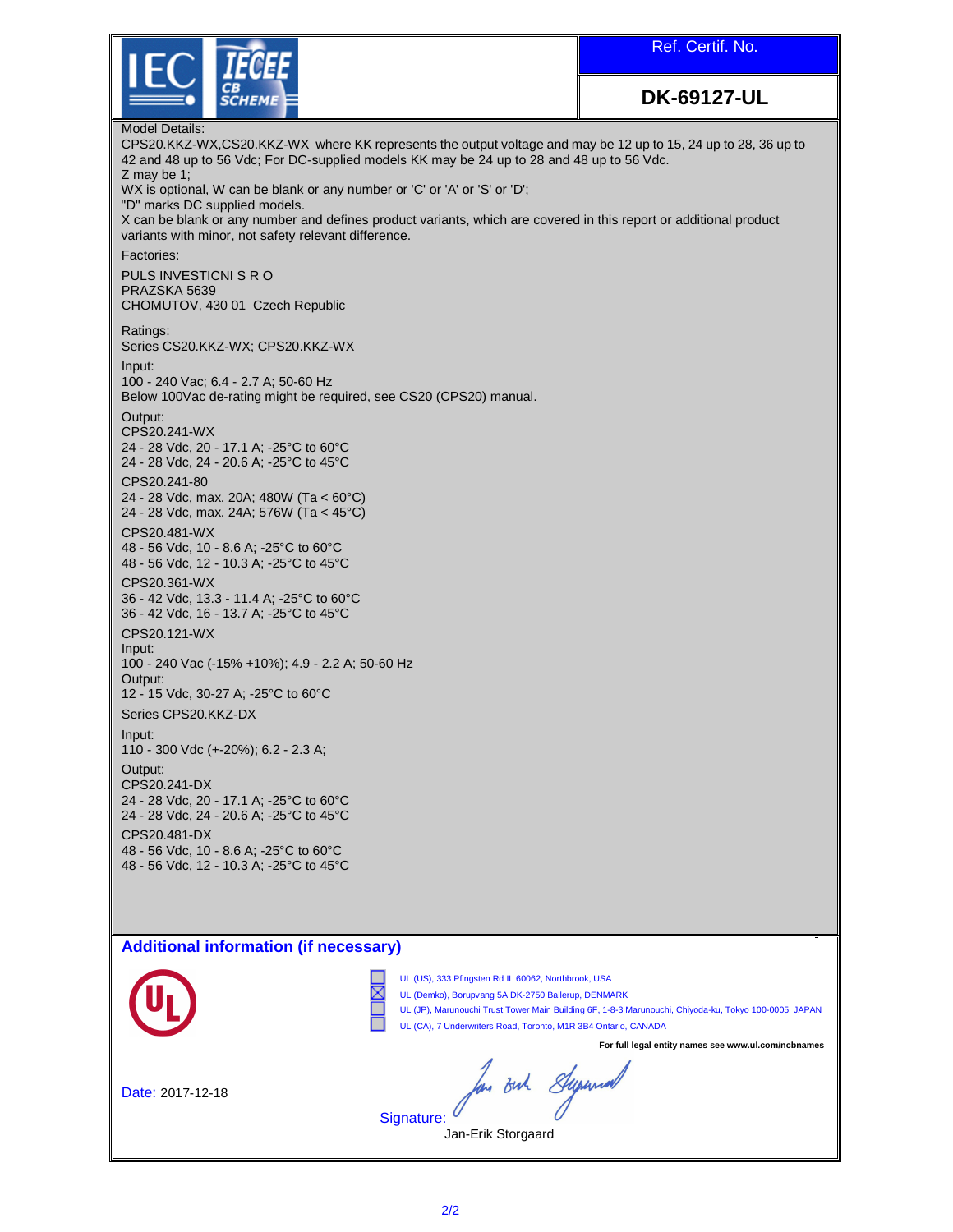Ref. Certif. No.

**DK-69127-UL**

Model Details:
CPS20.KKZ-WX,CS20.KKZ-WX where KK represents the output voltage and may be 12 up to 15, 24 up to 28, 36 up to 42 and 48 up to 56 Vdc; For DC-supplied models KK may be 24 up to 28 and 48 up to 56 Vdc.
Z may be 1;
WX is optional, W can be blank or any number or 'C' or 'A' or 'S' or 'D';
"D" marks DC supplied models.
X can be blank or any number and defines product variants, which are covered in this report or additional product variants with minor, not safety relevant difference.

Factories:

PULS INVESTICNI S R O
PRAZSKA 5639
CHOMUTOV, 430 01 Czech Republic

Ratings:
Series CS20.KKZ-WX; CPS20.KKZ-WX

Input:
100 - 240 Vac; 6.4 - 2.7 A; 50-60 Hz
Below 100Vac de-rating might be required, see CS20 (CPS20) manual.

Output:
CPS20.241-WX
24 - 28 Vdc, 20 - 17.1 A; -25°C to 60°C
24 - 28 Vdc, 24 - 20.6 A; -25°C to 45°C

CPS20.241-80
24 - 28 Vdc, max. 20A; 480W (Ta < 60°C)
24 - 28 Vdc, max. 24A; 576W (Ta < 45°C)

CPS20.481-WX
48 - 56 Vdc, 10 - 8.6 A; -25°C to 60°C
48 - 56 Vdc, 12 - 10.3 A; -25°C to 45°C

CPS20.361-WX
36 - 42 Vdc, 13.3 - 11.4 A; -25°C to 60°C
36 - 42 Vdc, 16 - 13.7 A; -25°C to 45°C

CPS20.121-WX
Input:
100 - 240 Vac (-15% +10%); 4.9 - 2.2 A; 50-60 Hz
Output:
12 - 15 Vdc, 30-27 A; -25°C to 60°C

Series CPS20.KKZ-DX

Input:
110 - 300 Vdc (+-20%); 6.2 - 2.3 A;

Output:
CPS20.241-DX
24 - 28 Vdc, 20 - 17.1 A; -25°C to 60°C
24 - 28 Vdc, 24 - 20.6 A; -25°C to 45°C

CPS20.481-DX
48 - 56 Vdc, 10 - 8.6 A; -25°C to 60°C
48 - 56 Vdc, 12 - 10.3 A; -25°C to 45°C

## Additional information (if necessary)

- [ ] UL (US), 333 Pfingsten Rd IL 60062, Northbrook, USA
- [x] UL (Demko), Borupvang 5A DK-2750 Ballerup, DENMARK
- [ ] UL (JP), Marunouchi Trust Tower Main Building 6F, 1-8-3 Marunouchi, Chiyoda-ku, Tokyo 100-0005, JAPAN
- [ ] UL (CA), 7 Underwriters Road, Toronto, M1R 3B4 Ontario, CANADA

**For full legal entity names see www.ul.com/ncbnames**

Date: 2017-12-18

Signature:
Jan-Erik Storgaard